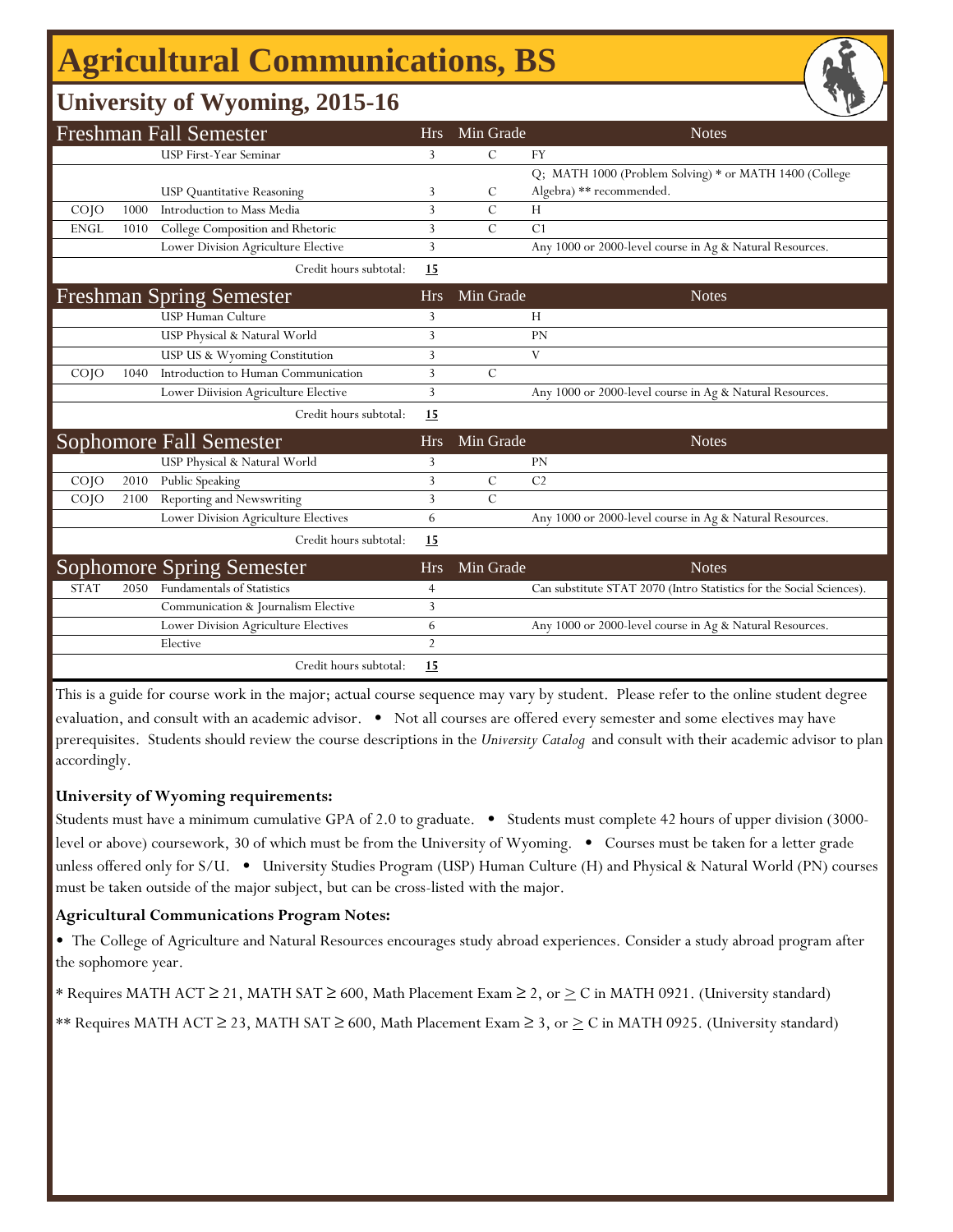# Agricultural Communications, BS

## University of Wyoming, 2015-16

| Freshman Fall Semester | | | Hrs | Min Grade | Notes |
|---|---|---|---|---|---|
| | | USP First-Year Seminar | 3 | C | FY |
| | | USP Quantitative Reasoning | 3 | C | Q; MATH 1000 (Problem Solving) * or MATH 1400 (College Algebra) ** recommended. |
| COJO | 1000 | Introduction to Mass Media | 3 | C | H |
| ENGL | 1010 | College Composition and Rhetoric | 3 | C | C1 |
| | | Lower Division Agriculture Elective | 3 | | Any 1000 or 2000-level course in Ag & Natural Resources. |
| | | Credit hours subtotal: | 15 | | |

| Freshman Spring Semester | | | Hrs | Min Grade | Notes |
|---|---|---|---|---|---|
| | | USP Human Culture | 3 | | H |
| | | USP Physical & Natural World | 3 | | PN |
| | | USP US & Wyoming Constitution | 3 | | V |
| COJO | 1040 | Introduction to Human Communication | 3 | C | |
| | | Lower Diivision Agriculture Elective | 3 | | Any 1000 or 2000-level course in Ag & Natural Resources. |
| | | Credit hours subtotal: | 15 | | |

| Sophomore Fall Semester | | | Hrs | Min Grade | Notes |
|---|---|---|---|---|---|
| | | USP Physical & Natural World | 3 | | PN |
| COJO | 2010 | Public Speaking | 3 | C | C2 |
| COJO | 2100 | Reporting and Newswriting | 3 | C | |
| | | Lower Division Agriculture Electives | 6 | | Any 1000 or 2000-level course in Ag & Natural Resources. |
| | | Credit hours subtotal: | 15 | | |

| Sophomore Spring Semester | | | Hrs | Min Grade | Notes |
|---|---|---|---|---|---|
| STAT | 2050 | Fundamentals of Statistics | 4 | | Can substitute STAT 2070 (Intro Statistics for the Social Sciences). |
| | | Communication & Journalism Elective | 3 | | |
| | | Lower Division Agriculture Electives | 6 | | Any 1000 or 2000-level course in Ag & Natural Resources. |
| | | Elective | 2 | | |
| | | Credit hours subtotal: | 15 | | |

This is a guide for course work in the major; actual course sequence may vary by student. Please refer to the online student degree evaluation, and consult with an academic advisor. • Not all courses are offered every semester and some electives may have prerequisites. Students should review the course descriptions in the *University Catalog* and consult with their academic advisor to plan accordingly.

**University of Wyoming requirements:**

Students must have a minimum cumulative GPA of 2.0 to graduate. • Students must complete 42 hours of upper division (3000-level or above) coursework, 30 of which must be from the University of Wyoming. • Courses must be taken for a letter grade unless offered only for S/U. • University Studies Program (USP) Human Culture (H) and Physical & Natural World (PN) courses must be taken outside of the major subject, but can be cross-listed with the major.

**Agricultural Communications Program Notes:**

• The College of Agriculture and Natural Resources encourages study abroad experiences. Consider a study abroad program after the sophomore year.

* Requires MATH ACT ≥ 21, MATH SAT ≥ 600, Math Placement Exam ≥ 2, or ≥ C in MATH 0921. (University standard)

** Requires MATH ACT ≥ 23, MATH SAT ≥ 600, Math Placement Exam ≥ 3, or ≥ C in MATH 0925. (University standard)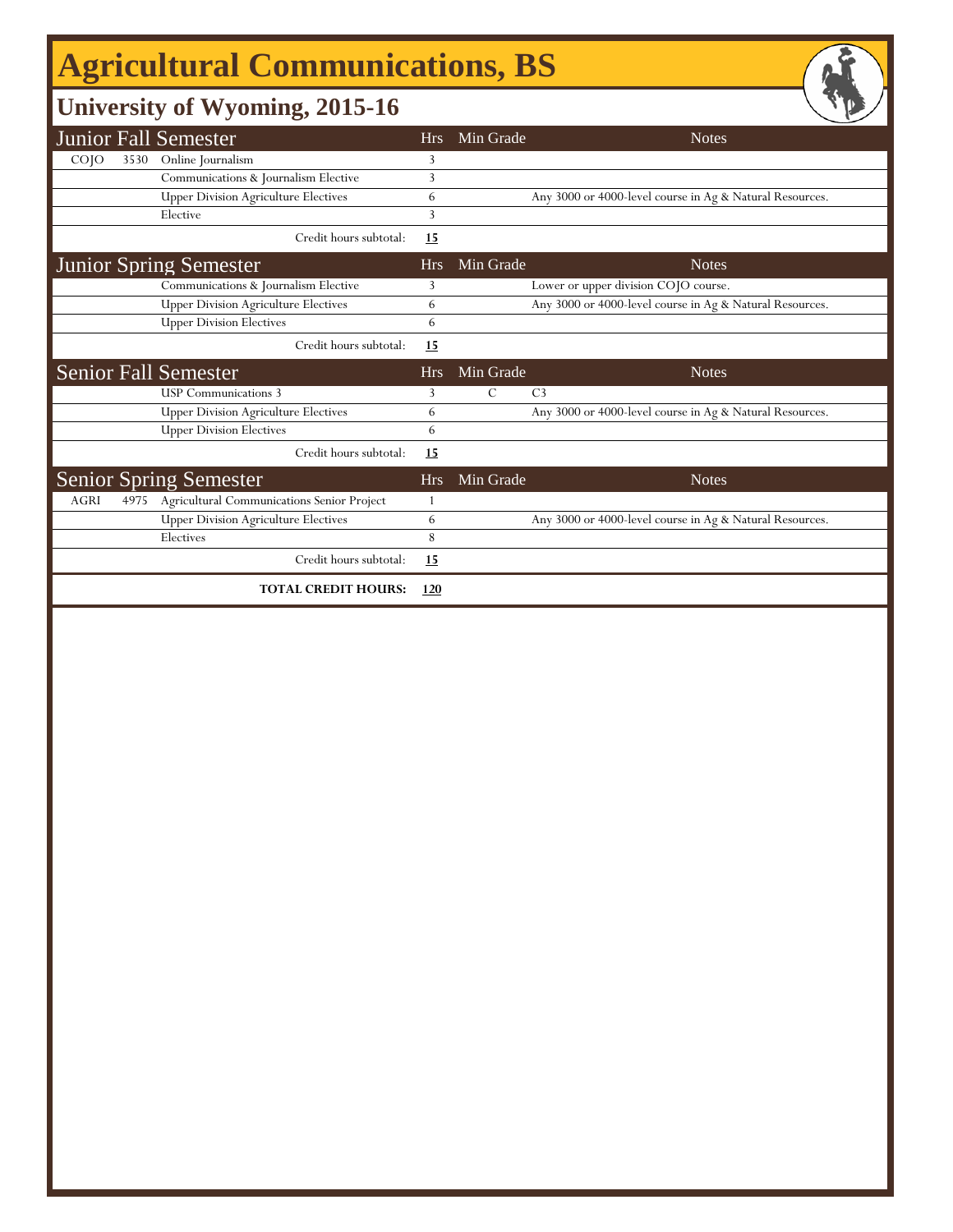# Agricultural Communications, BS

## University of Wyoming, 2015-16

| Junior Fall Semester | | | Hrs | Min Grade | Notes |
|---|---|---|---|---|---|
| COJO | 3530 | Online Journalism | 3 | | |
| | | Communications & Journalism Elective | 3 | | |
| | | Upper Division Agriculture Electives | 6 | | Any 3000 or 4000-level course in Ag & Natural Resources. |
| | | Elective | 3 | | |
| | | Credit hours subtotal: | **15** | | |

| Junior Spring Semester | | | Hrs | Min Grade | Notes |
|---|---|---|---|---|---|
| | | Communications & Journalism Elective | 3 | | Lower or upper division COJO course. |
| | | Upper Division Agriculture Electives | 6 | | Any 3000 or 4000-level course in Ag & Natural Resources. |
| | | Upper Division Electives | 6 | | |
| | | Credit hours subtotal: | **15** | | |

| Senior Fall Semester | | | Hrs | Min Grade | Notes |
|---|---|---|---|---|---|
| | | USP Communications 3 | 3 | C | C3 |
| | | Upper Division Agriculture Electives | 6 | | Any 3000 or 4000-level course in Ag & Natural Resources. |
| | | Upper Division Electives | 6 | | |
| | | Credit hours subtotal: | **15** | | |

| Senior Spring Semester | | | Hrs | Min Grade | Notes |
|---|---|---|---|---|---|
| AGRI | 4975 | Agricultural Communications Senior Project | 1 | | |
| | | Upper Division Agriculture Electives | 6 | | Any 3000 or 4000-level course in Ag & Natural Resources. |
| | | Electives | 8 | | |
| | | Credit hours subtotal: | **15** | | |

**TOTAL CREDIT HOURS: 120**